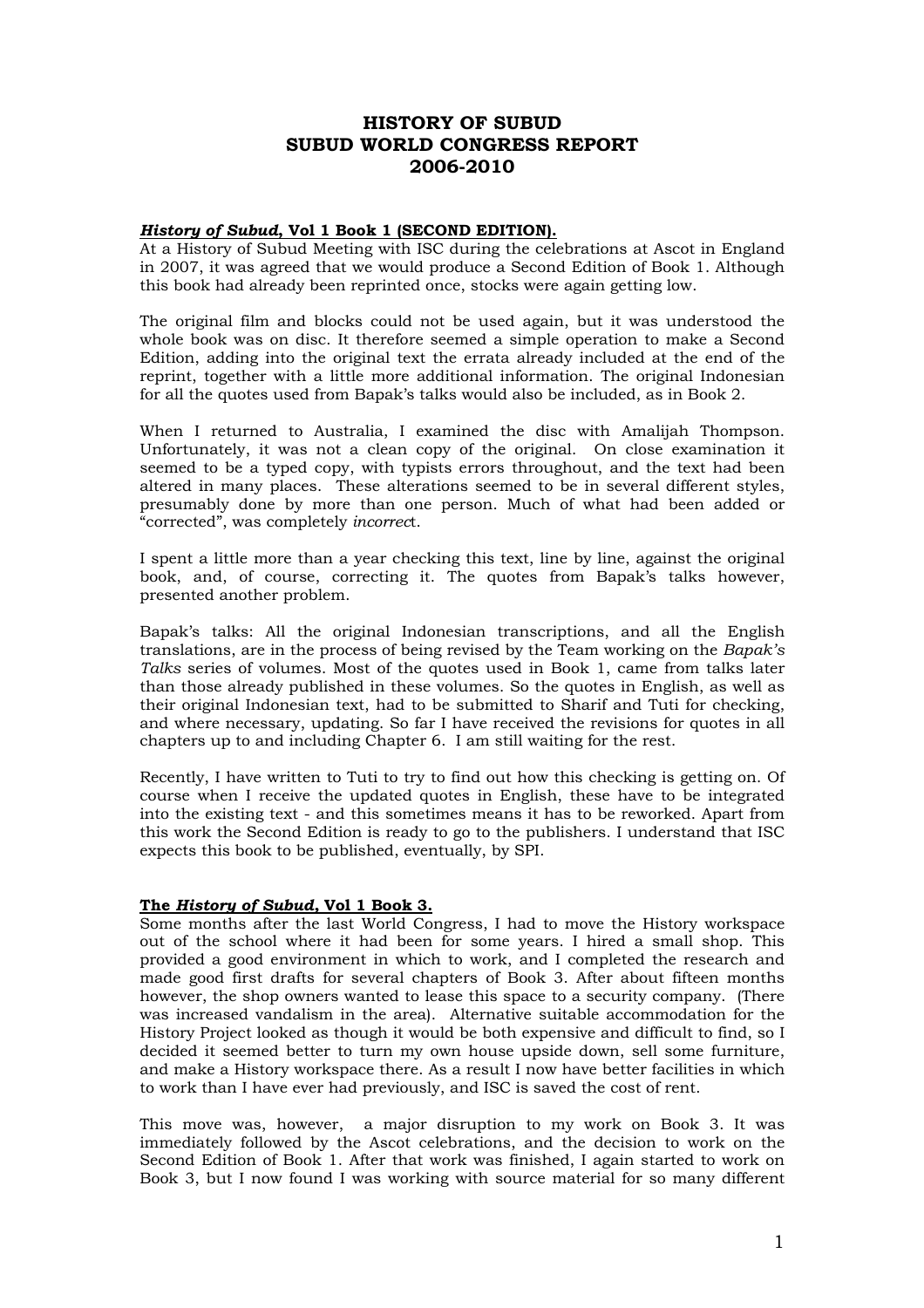# HISTORY OF SUBUD
# SUBUD WORLD CONGRESS REPORT
# 2006-2010

***History of Subud*, Vol 1 Book 1 (SECOND EDITION).**

At a History of Subud Meeting with ISC during the celebrations at Ascot in England in 2007, it was agreed that we would produce a Second Edition of Book 1. Although this book had already been reprinted once, stocks were again getting low.

The original film and blocks could not be used again, but it was understood the whole book was on disc. It therefore seemed a simple operation to make a Second Edition, adding into the original text the errata already included at the end of the reprint, together with a little more additional information. The original Indonesian for all the quotes used from Bapak's talks would also be included, as in Book 2.

When I returned to Australia, I examined the disc with Amalijah Thompson. Unfortunately, it was not a clean copy of the original. On close examination it seemed to be a typed copy, with typists errors throughout, and the text had been altered in many places. These alterations seemed to be in several different styles, presumably done by more than one person. Much of what had been added or "corrected", was completely *incorrec*t.

I spent a little more than a year checking this text, line by line, against the original book, and, of course, correcting it. The quotes from Bapak's talks however, presented another problem.

Bapak's talks: All the original Indonesian transcriptions, and all the English translations, are in the process of being revised by the Team working on the *Bapak's Talks* series of volumes. Most of the quotes used in Book 1, came from talks later than those already published in these volumes. So the quotes in English, as well as their original Indonesian text, had to be submitted to Sharif and Tuti for checking, and where necessary, updating. So far I have received the revisions for quotes in all chapters up to and including Chapter 6. I am still waiting for the rest.

Recently, I have written to Tuti to try to find out how this checking is getting on. Of course when I receive the updated quotes in English, these have to be integrated into the existing text - and this sometimes means it has to be reworked. Apart from this work the Second Edition is ready to go to the publishers. I understand that ISC expects this book to be published, eventually, by SPI.

**The *History of Subud*, Vol 1 Book 3.**

Some months after the last World Congress, I had to move the History workspace out of the school where it had been for some years. I hired a small shop. This provided a good environment in which to work, and I completed the research and made good first drafts for several chapters of Book 3. After about fifteen months however, the shop owners wanted to lease this space to a security company. (There was increased vandalism in the area). Alternative suitable accommodation for the History Project looked as though it would be both expensive and difficult to find, so I decided it seemed better to turn my own house upside down, sell some furniture, and make a History workspace there. As a result I now have better facilities in which to work than I have ever had previously, and ISC is saved the cost of rent.

This move was, however, a major disruption to my work on Book 3. It was immediately followed by the Ascot celebrations, and the decision to work on the Second Edition of Book 1. After that work was finished, I again started to work on Book 3, but I now found I was working with source material for so many different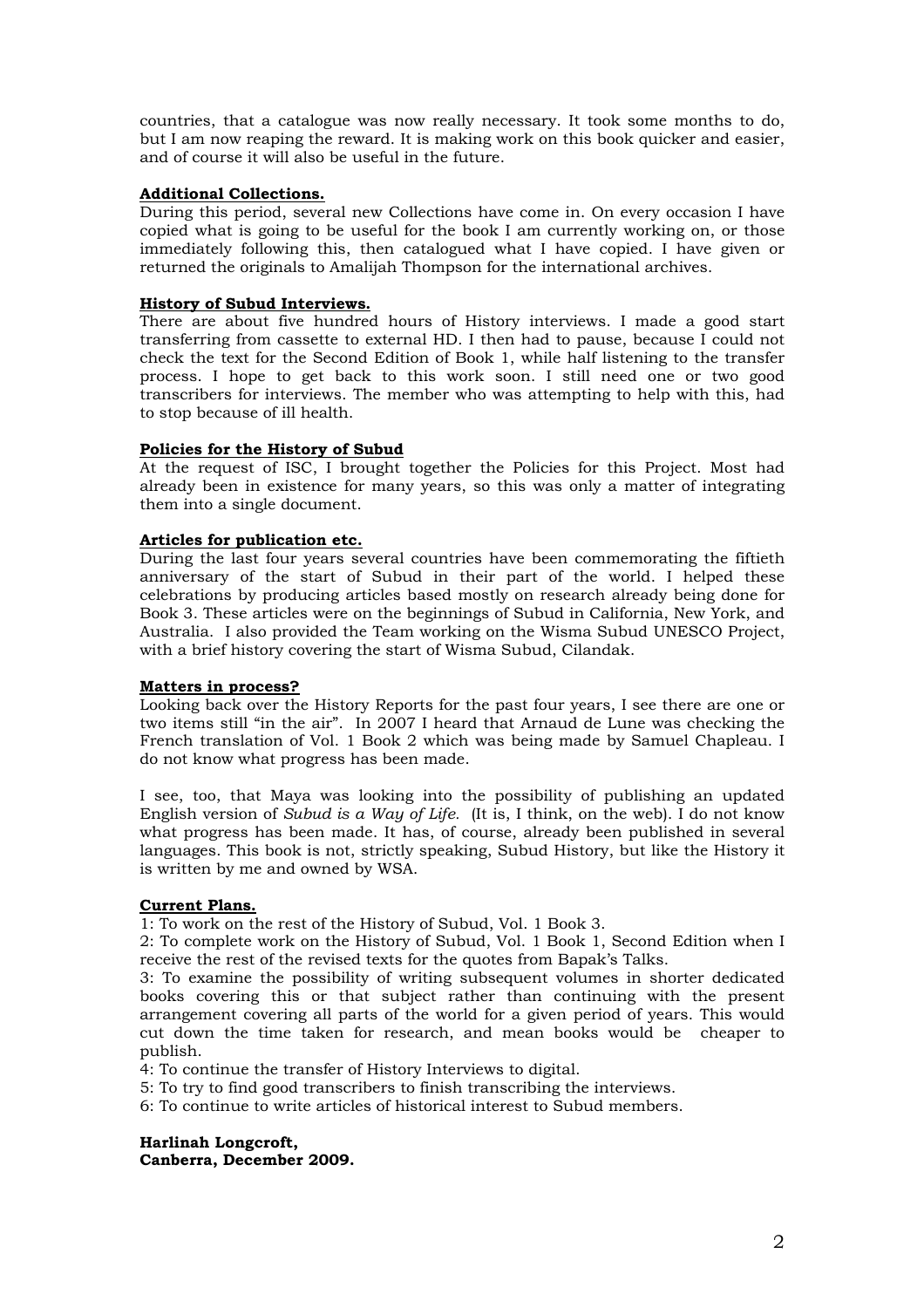countries, that a catalogue was now really necessary. It took some months to do, but I am now reaping the reward. It is making work on this book quicker and easier, and of course it will also be useful in the future.

**Additional Collections.**
During this period, several new Collections have come in. On every occasion I have copied what is going to be useful for the book I am currently working on, or those immediately following this, then catalogued what I have copied. I have given or returned the originals to Amalijah Thompson for the international archives.

**History of Subud Interviews.**
There are about five hundred hours of History interviews. I made a good start transferring from cassette to external HD. I then had to pause, because I could not check the text for the Second Edition of Book 1, while half listening to the transfer process. I hope to get back to this work soon. I still need one or two good transcribers for interviews. The member who was attempting to help with this, had to stop because of ill health.

**Policies for the History of Subud**
At the request of ISC, I brought together the Policies for this Project. Most had already been in existence for many years, so this was only a matter of integrating them into a single document.

**Articles for publication etc.**
During the last four years several countries have been commemorating the fiftieth anniversary of the start of Subud in their part of the world. I helped these celebrations by producing articles based mostly on research already being done for Book 3. These articles were on the beginnings of Subud in California, New York, and Australia. I also provided the Team working on the Wisma Subud UNESCO Project, with a brief history covering the start of Wisma Subud, Cilandak.

**Matters in process?**
Looking back over the History Reports for the past four years, I see there are one or two items still "in the air". In 2007 I heard that Arnaud de Lune was checking the French translation of Vol. 1 Book 2 which was being made by Samuel Chapleau. I do not know what progress has been made.

I see, too, that Maya was looking into the possibility of publishing an updated English version of *Subud is a Way of Life.* (It is, I think, on the web). I do not know what progress has been made. It has, of course, already been published in several languages. This book is not, strictly speaking, Subud History, but like the History it is written by me and owned by WSA.

**Current Plans.**
1: To work on the rest of the History of Subud, Vol. 1 Book 3.
2: To complete work on the History of Subud, Vol. 1 Book 1, Second Edition when I receive the rest of the revised texts for the quotes from Bapak's Talks.
3: To examine the possibility of writing subsequent volumes in shorter dedicated books covering this or that subject rather than continuing with the present arrangement covering all parts of the world for a given period of years. This would cut down the time taken for research, and mean books would be cheaper to publish.
4: To continue the transfer of History Interviews to digital.
5: To try to find good transcribers to finish transcribing the interviews.
6: To continue to write articles of historical interest to Subud members.

**Harlinah Longcroft,**
**Canberra, December 2009.**